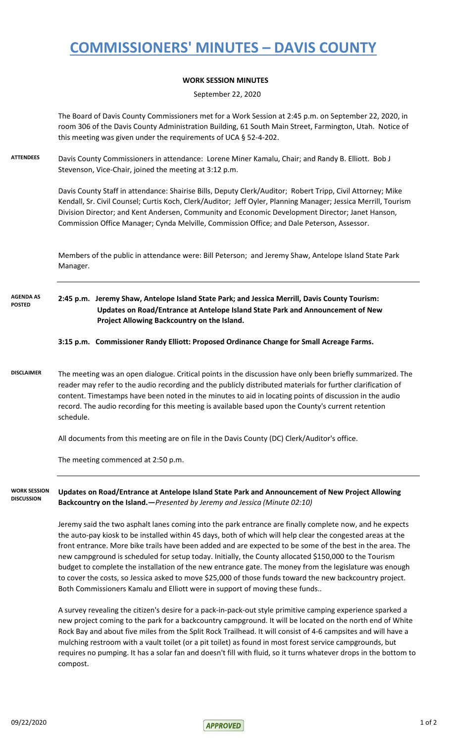# COMMISSIONERS' MINUTES – DAVIS COUNTY

**WORK SESSION MINUTES**

September 22, 2020

The Board of Davis County Commissioners met for a Work Session at 2:45 p.m. on September 22, 2020, in room 306 of the Davis County Administration Building, 61 South Main Street, Farmington, Utah. Notice of this meeting was given under the requirements of UCA § 52-4-202.

**ATTENDEES**

Davis County Commissioners in attendance: Lorene Miner Kamalu, Chair; and Randy B. Elliott. Bob J Stevenson, Vice-Chair, joined the meeting at 3:12 p.m.

Davis County Staff in attendance: Shairise Bills, Deputy Clerk/Auditor; Robert Tripp, Civil Attorney; Mike Kendall, Sr. Civil Counsel; Curtis Koch, Clerk/Auditor; Jeff Oyler, Planning Manager; Jessica Merrill, Tourism Division Director; and Kent Andersen, Community and Economic Development Director; Janet Hanson, Commission Office Manager; Cynda Melville, Commission Office; and Dale Peterson, Assessor.

Members of the public in attendance were: Bill Peterson; and Jeremy Shaw, Antelope Island State Park Manager.

**AGENDA AS POSTED**

**2:45 p.m. Jeremy Shaw, Antelope Island State Park; and Jessica Merrill, Davis County Tourism: Updates on Road/Entrance at Antelope Island State Park and Announcement of New Project Allowing Backcountry on the Island.**

**3:15 p.m. Commissioner Randy Elliott: Proposed Ordinance Change for Small Acreage Farms.**

**DISCLAIMER**

The meeting was an open dialogue. Critical points in the discussion have only been briefly summarized. The reader may refer to the audio recording and the publicly distributed materials for further clarification of content. Timestamps have been noted in the minutes to aid in locating points of discussion in the audio record. The audio recording for this meeting is available based upon the County's current retention schedule.

All documents from this meeting are on file in the Davis County (DC) Clerk/Auditor's office.

The meeting commenced at 2:50 p.m.

**WORK SESSION DISCUSSION**

**Updates on Road/Entrance at Antelope Island State Park and Announcement of New Project Allowing Backcountry on the Island.—***Presented by Jeremy and Jessica (Minute 02:10)*

Jeremy said the two asphalt lanes coming into the park entrance are finally complete now, and he expects the auto-pay kiosk to be installed within 45 days, both of which will help clear the congested areas at the front entrance. More bike trails have been added and are expected to be some of the best in the area. The new campground is scheduled for setup today. Initially, the County allocated $150,000 to the Tourism budget to complete the installation of the new entrance gate. The money from the legislature was enough to cover the costs, so Jessica asked to move $25,000 of those funds toward the new backcountry project. Both Commissioners Kamalu and Elliott were in support of moving these funds..

A survey revealing the citizen's desire for a pack-in-pack-out style primitive camping experience sparked a new project coming to the park for a backcountry campground. It will be located on the north end of White Rock Bay and about five miles from the Split Rock Trailhead. It will consist of 4-6 campsites and will have a mulching restroom with a vault toilet (or a pit toilet) as found in most forest service campgrounds, but requires no pumping. It has a solar fan and doesn't fill with fluid, so it turns whatever drops in the bottom to compost.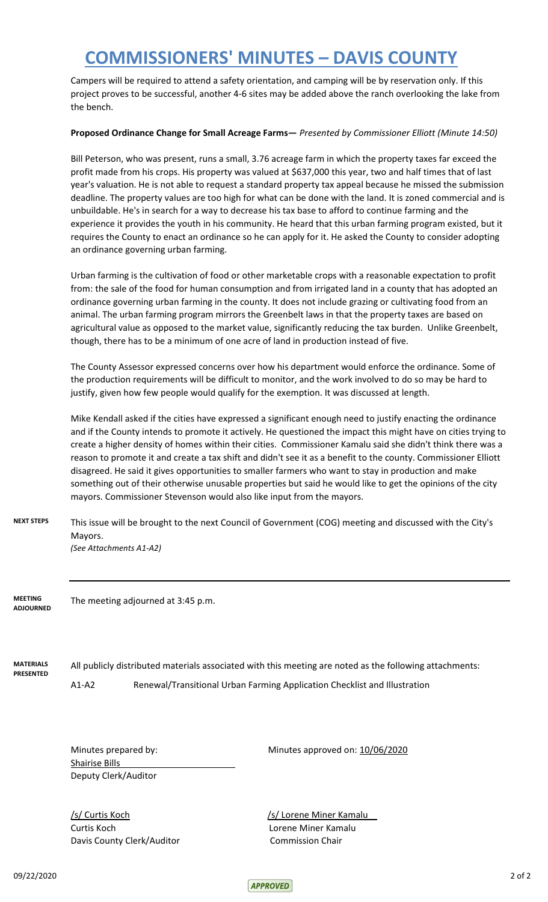Campers will be required to attend a safety orientation, and camping will be by reservation only. If this project proves to be successful, another 4-6 sites may be added above the ranch overlooking the lake from the bench.

**Proposed Ordinance Change for Small Acreage Farms—** *Presented by Commissioner Elliott (Minute 14:50)*

Bill Peterson, who was present, runs a small, 3.76 acreage farm in which the property taxes far exceed the profit made from his crops. His property was valued at $637,000 this year, two and half times that of last year's valuation. He is not able to request a standard property tax appeal because he missed the submission deadline. The property values are too high for what can be done with the land. It is zoned commercial and is unbuildable. He's in search for a way to decrease his tax base to afford to continue farming and the experience it provides the youth in his community. He heard that this urban farming program existed, but it requires the County to enact an ordinance so he can apply for it. He asked the County to consider adopting an ordinance governing urban farming.

Urban farming is the cultivation of food or other marketable crops with a reasonable expectation to profit from: the sale of the food for human consumption and from irrigated land in a county that has adopted an ordinance governing urban farming in the county. It does not include grazing or cultivating food from an animal. The urban farming program mirrors the Greenbelt laws in that the property taxes are based on agricultural value as opposed to the market value, significantly reducing the tax burden. Unlike Greenbelt, though, there has to be a minimum of one acre of land in production instead of five.

The County Assessor expressed concerns over how his department would enforce the ordinance. Some of the production requirements will be difficult to monitor, and the work involved to do so may be hard to justify, given how few people would qualify for the exemption. It was discussed at length.

Mike Kendall asked if the cities have expressed a significant enough need to justify enacting the ordinance and if the County intends to promote it actively. He questioned the impact this might have on cities trying to create a higher density of homes within their cities. Commissioner Kamalu said she didn't think there was a reason to promote it and create a tax shift and didn't see it as a benefit to the county. Commissioner Elliott disagreed. He said it gives opportunities to smaller farmers who want to stay in production and make something out of their otherwise unusable properties but said he would like to get the opinions of the city mayors. Commissioner Stevenson would also like input from the mayors.

**NEXT STEPS** This issue will be brought to the next Council of Government (COG) meeting and discussed with the City's Mayors.
*(See Attachments A1-A2)*

---

**MEETING ADJOURNED** The meeting adjourned at 3:45 p.m.

**MATERIALS PRESENTED** All publicly distributed materials associated with this meeting are noted as the following attachments:

A1-A2 Renewal/Transitional Urban Farming Application Checklist and Illustration

Minutes prepared by: Shairise Bills
Deputy Clerk/Auditor

Minutes approved on: 10/06/2020

/s/ Curtis Koch
Curtis Koch
Davis County Clerk/Auditor

/s/ Lorene Miner Kamalu
Lorene Miner Kamalu
Commission Chair